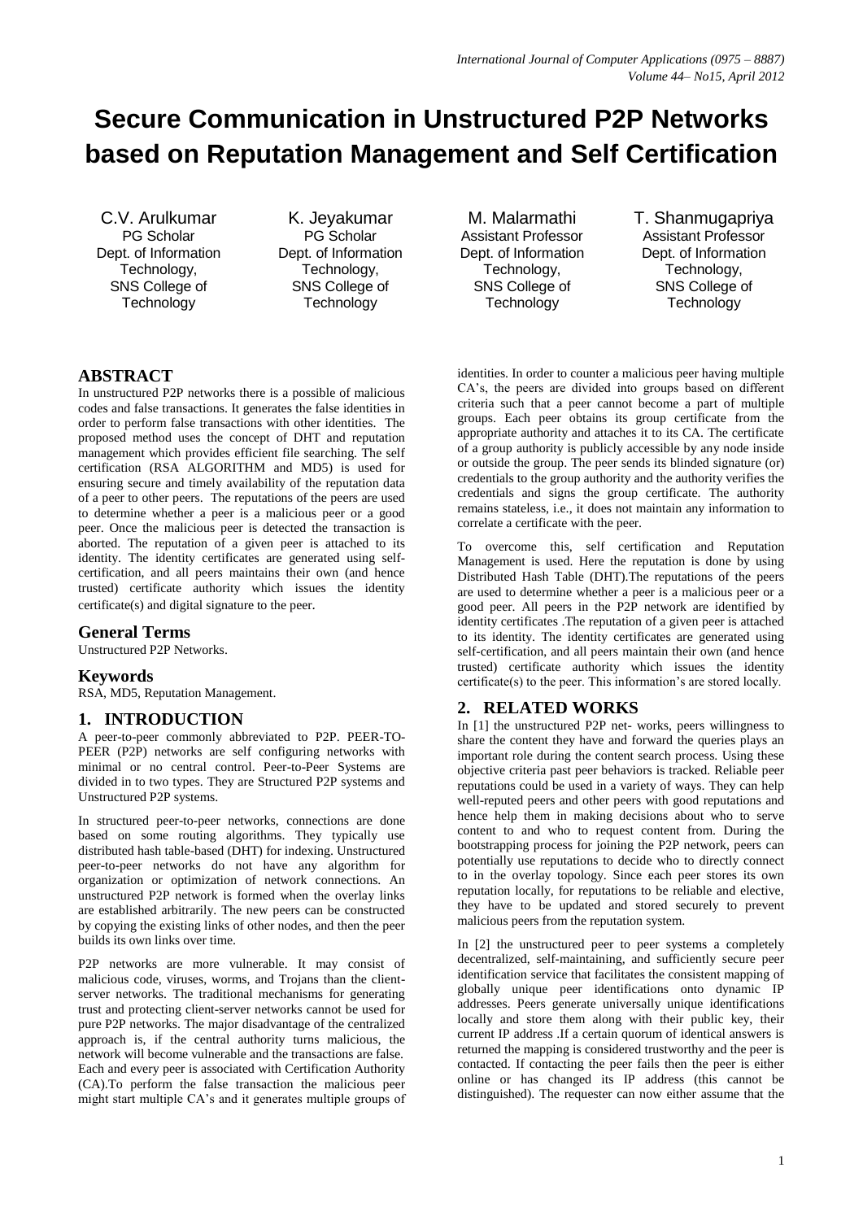# Secure Communication in Unstructured P2P Networks based on Reputation Management and Self Certification

C.V. Arulkumar
PG Scholar
Dept. of Information Technology,
SNS College of Technology

K. Jeyakumar
PG Scholar
Dept. of Information Technology,
SNS College of Technology

M. Malarmathi
Assistant Professor
Dept. of Information Technology,
SNS College of Technology

T. Shanmugapriya
Assistant Professor
Dept. of Information Technology,
SNS College of Technology

## ABSTRACT

In unstructured P2P networks there is a possible of malicious codes and false transactions. It generates the false identities in order to perform false transactions with other identities. The proposed method uses the concept of DHT and reputation management which provides efficient file searching. The self certification (RSA ALGORITHM and MD5) is used for ensuring secure and timely availability of the reputation data of a peer to other peers. The reputations of the peers are used to determine whether a peer is a malicious peer or a good peer. Once the malicious peer is detected the transaction is aborted. The reputation of a given peer is attached to its identity. The identity certificates are generated using self-certification, and all peers maintains their own (and hence trusted) certificate authority which issues the identity certificate(s) and digital signature to the peer.

## General Terms

Unstructured P2P Networks.

## Keywords

RSA, MD5, Reputation Management.

## 1. INTRODUCTION

A peer-to-peer commonly abbreviated to P2P. PEER-TO-PEER (P2P) networks are self configuring networks with minimal or no central control. Peer-to-Peer Systems are divided in to two types. They are Structured P2P systems and Unstructured P2P systems.

In structured peer-to-peer networks, connections are done based on some routing algorithms. They typically use distributed hash table-based (DHT) for indexing. Unstructured peer-to-peer networks do not have any algorithm for organization or optimization of network connections. An unstructured P2P network is formed when the overlay links are established arbitrarily. The new peers can be constructed by copying the existing links of other nodes, and then the peer builds its own links over time.

P2P networks are more vulnerable. It may consist of malicious code, viruses, worms, and Trojans than the client-server networks. The traditional mechanisms for generating trust and protecting client-server networks cannot be used for pure P2P networks. The major disadvantage of the centralized approach is, if the central authority turns malicious, the network will become vulnerable and the transactions are false. Each and every peer is associated with Certification Authority (CA).To perform the false transaction the malicious peer might start multiple CA's and it generates multiple groups of identities. In order to counter a malicious peer having multiple CA's, the peers are divided into groups based on different criteria such that a peer cannot become a part of multiple groups. Each peer obtains its group certificate from the appropriate authority and attaches it to its CA. The certificate of a group authority is publicly accessible by any node inside or outside the group. The peer sends its blinded signature (or) credentials to the group authority and the authority verifies the credentials and signs the group certificate. The authority remains stateless, i.e., it does not maintain any information to correlate a certificate with the peer.

To overcome this, self certification and Reputation Management is used. Here the reputation is done by using Distributed Hash Table (DHT).The reputations of the peers are used to determine whether a peer is a malicious peer or a good peer. All peers in the P2P network are identified by identity certificates .The reputation of a given peer is attached to its identity. The identity certificates are generated using self-certification, and all peers maintain their own (and hence trusted) certificate authority which issues the identity certificate(s) to the peer. This information's are stored locally.

## 2. RELATED WORKS

In [1] the unstructured P2P net- works, peers willingness to share the content they have and forward the queries plays an important role during the content search process. Using these objective criteria past peer behaviors is tracked. Reliable peer reputations could be used in a variety of ways. They can help well-reputed peers and other peers with good reputations and hence help them in making decisions about who to serve content to and who to request content from. During the bootstrapping process for joining the P2P network, peers can potentially use reputations to decide who to directly connect to in the overlay topology. Since each peer stores its own reputation locally, for reputations to be reliable and elective, they have to be updated and stored securely to prevent malicious peers from the reputation system.

In [2] the unstructured peer to peer systems a completely decentralized, self-maintaining, and sufficiently secure peer identification service that facilitates the consistent mapping of globally unique peer identifications onto dynamic IP addresses. Peers generate universally unique identifications locally and store them along with their public key, their current IP address .If a certain quorum of identical answers is returned the mapping is considered trustworthy and the peer is contacted. If contacting the peer fails then the peer is either online or has changed its IP address (this cannot be distinguished). The requester can now either assume that the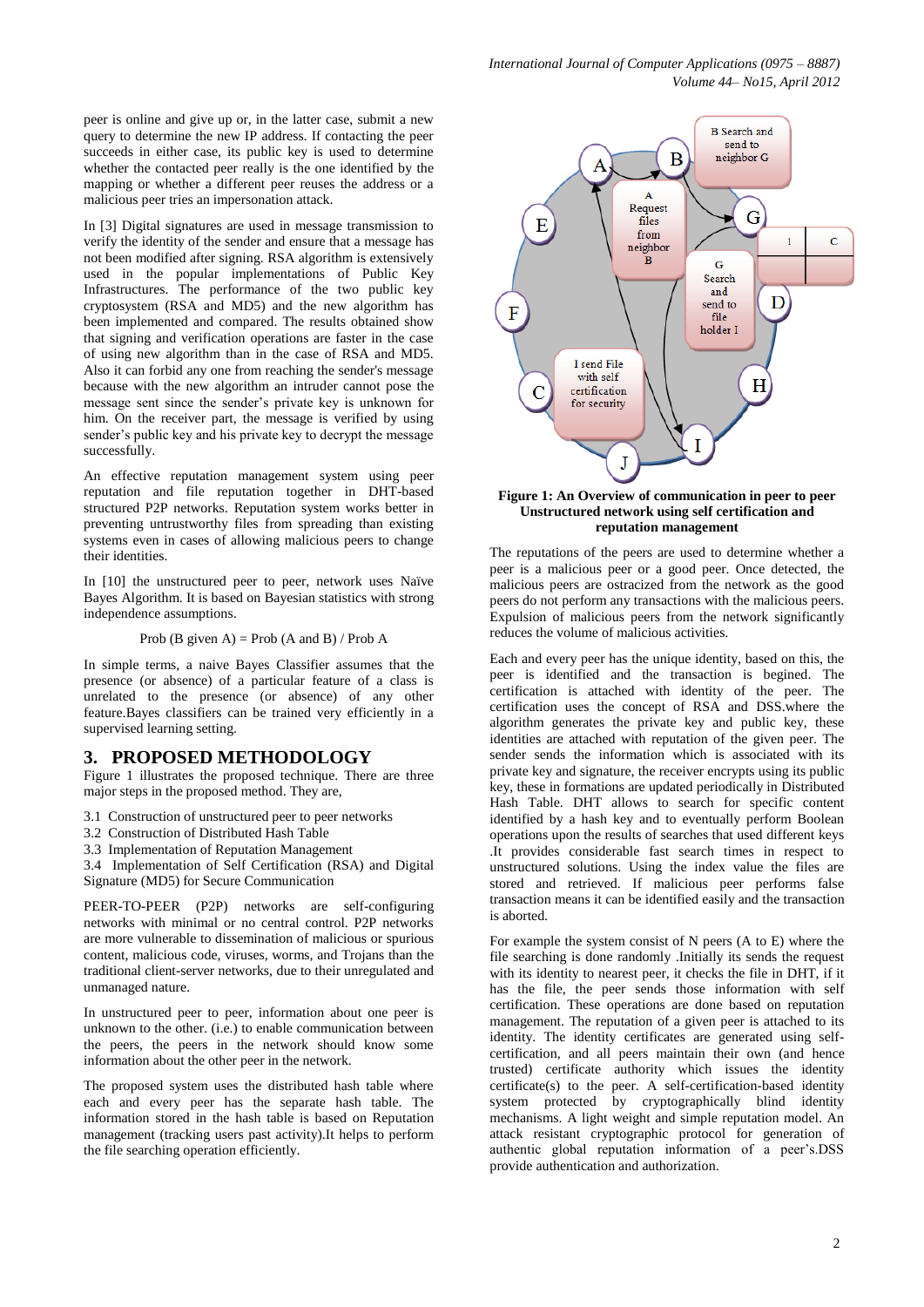peer is online and give up or, in the latter case, submit a new query to determine the new IP address. If contacting the peer succeeds in either case, its public key is used to determine whether the contacted peer really is the one identified by the mapping or whether a different peer reuses the address or a malicious peer tries an impersonation attack.

In [3] Digital signatures are used in message transmission to verify the identity of the sender and ensure that a message has not been modified after signing. RSA algorithm is extensively used in the popular implementations of Public Key Infrastructures. The performance of the two public key cryptosystem (RSA and MD5) and the new algorithm has been implemented and compared. The results obtained show that signing and verification operations are faster in the case of using new algorithm than in the case of RSA and MD5. Also it can forbid any one from reaching the sender's message because with the new algorithm an intruder cannot pose the message sent since the sender's private key is unknown for him. On the receiver part, the message is verified by using sender's public key and his private key to decrypt the message successfully.

An effective reputation management system using peer reputation and file reputation together in DHT-based structured P2P networks. Reputation system works better in preventing untrustworthy files from spreading than existing systems even in cases of allowing malicious peers to change their identities.

In [10] the unstructured peer to peer, network uses Naïve Bayes Algorithm. It is based on Bayesian statistics with strong independence assumptions.

$$\text{Prob (B given A)} = \text{Prob (A and B)} / \text{Prob A}$$

In simple terms, a naive Bayes Classifier assumes that the presence (or absence) of a particular feature of a class is unrelated to the presence (or absence) of any other feature.Bayes classifiers can be trained very efficiently in a supervised learning setting.

## 3. PROPOSED METHODOLOGY

Figure 1 illustrates the proposed technique. There are three major steps in the proposed method. They are,

3.1 Construction of unstructured peer to peer networks
3.2 Construction of Distributed Hash Table
3.3 Implementation of Reputation Management
3.4 Implementation of Self Certification (RSA) and Digital Signature (MD5) for Secure Communication

PEER-TO-PEER (P2P) networks are self-configuring networks with minimal or no central control. P2P networks are more vulnerable to dissemination of malicious or spurious content, malicious code, viruses, worms, and Trojans than the traditional client-server networks, due to their unregulated and unmanaged nature.

In unstructured peer to peer, information about one peer is unknown to the other. (i.e.) to enable communication between the peers, the peers in the network should know some information about the other peer in the network.

The proposed system uses the distributed hash table where each and every peer has the separate hash table. The information stored in the hash table is based on Reputation management (tracking users past activity).It helps to perform the file searching operation efficiently.

**Figure 1: An Overview of communication in peer to peer Unstructured network using self certification and reputation management**

The reputations of the peers are used to determine whether a peer is a malicious peer or a good peer. Once detected, the malicious peers are ostracized from the network as the good peers do not perform any transactions with the malicious peers. Expulsion of malicious peers from the network significantly reduces the volume of malicious activities.

Each and every peer has the unique identity, based on this, the peer is identified and the transaction is begined. The certification is attached with identity of the peer. The certification uses the concept of RSA and DSS.where the algorithm generates the private key and public key, these identities are attached with reputation of the given peer. The sender sends the information which is associated with its private key and signature, the receiver encrypts using its public key, these in formations are updated periodically in Distributed Hash Table. DHT allows to search for specific content identified by a hash key and to eventually perform Boolean operations upon the results of searches that used different keys .It provides considerable fast search times in respect to unstructured solutions. Using the index value the files are stored and retrieved. If malicious peer performs false transaction means it can be identified easily and the transaction is aborted.

For example the system consist of N peers (A to E) where the file searching is done randomly .Initially its sends the request with its identity to nearest peer, it checks the file in DHT, if it has the file, the peer sends those information with self certification. These operations are done based on reputation management. The reputation of a given peer is attached to its identity. The identity certificates are generated using self-certification, and all peers maintain their own (and hence trusted) certificate authority which issues the identity certificate(s) to the peer. A self-certification-based identity system protected by cryptographically blind identity mechanisms. A light weight and simple reputation model. An attack resistant cryptographic protocol for generation of authentic global reputation information of a peer's.DSS provide authentication and authorization.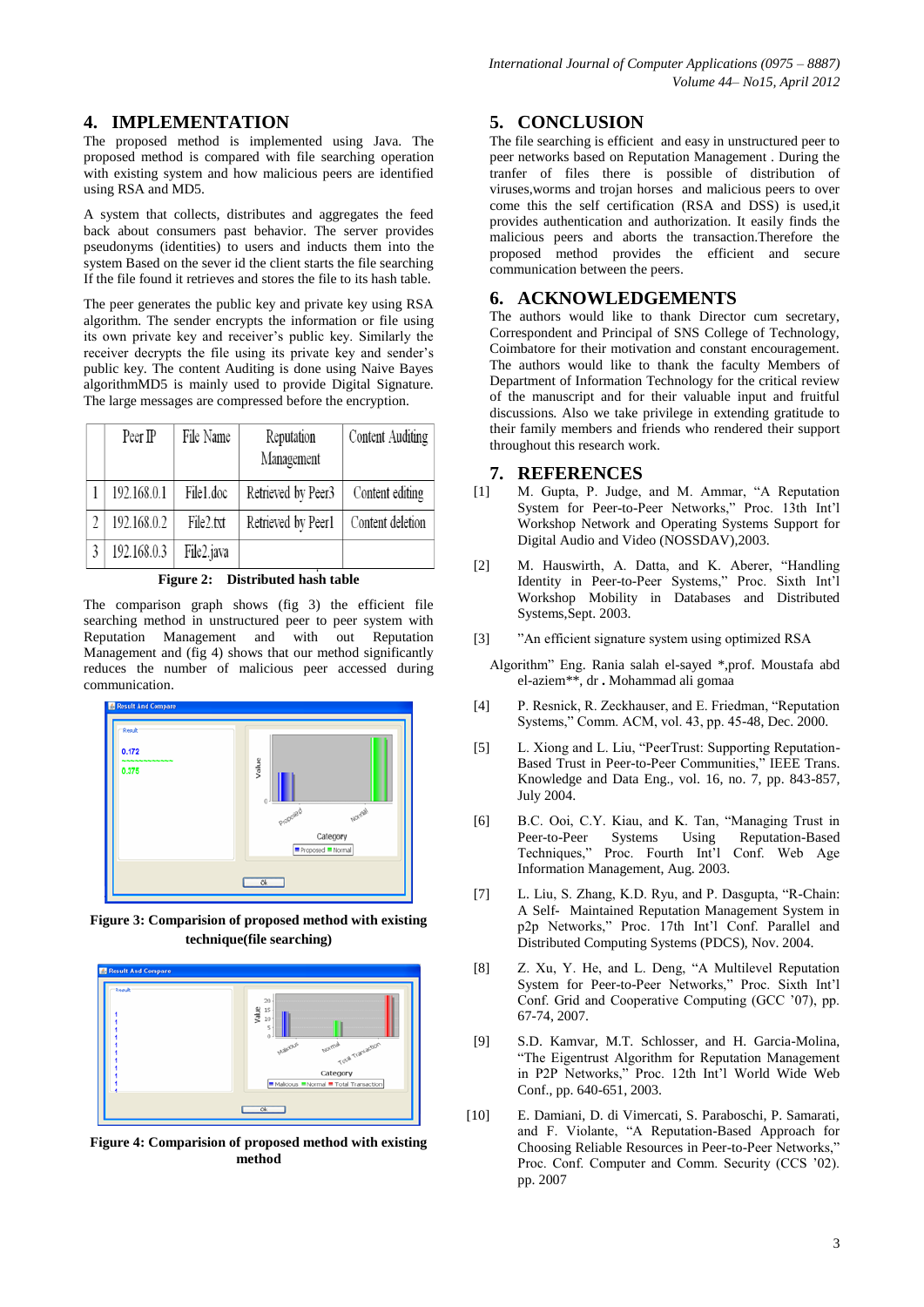## 4. IMPLEMENTATION

The proposed method is implemented using Java. The proposed method is compared with file searching operation with existing system and how malicious peers are identified using RSA and MD5.

A system that collects, distributes and aggregates the feed back about consumers past behavior. The server provides pseudonyms (identities) to users and inducts them into the system Based on the sever id the client starts the file searching If the file found it retrieves and stores the file to its hash table.

The peer generates the public key and private key using RSA algorithm. The sender encrypts the information or file using its own private key and receiver's public key. Similarly the receiver decrypts the file using its private key and sender's public key. The content Auditing is done using Naive Bayes algorithmMD5 is mainly used to provide Digital Signature. The large messages are compressed before the encryption.

| | Peer IP | File Name | Reputation Management | Content Auditing |
|---|---|---|---|---|
| 1 | 192.168.0.1 | File1.doc | Retrieved by Peer3 | Content editing |
| 2 | 192.168.0.2 | File2.txt | Retrieved by Peer1 | Content deletion |
| 3 | 192.168.0.3 | File2.java | | |

**Figure 2: Distributed hash table**

The comparison graph shows (fig 3) the efficient file searching method in unstructured peer to peer system with Reputation Management and with out Reputation Management and (fig 4) shows that our method significantly reduces the number of malicious peer accessed during communication.

Result And Compare
Result
0.172
0.375
Value
0
Proposed
Normal
Category
Proposed Normal
Ok

**Figure 3: Comparision of proposed method with existing technique(file searching)**

Result And Compare
Result
Value
20
15
10
5
0
Malicious
Normal
Total Transaction
Category
Malicious Normal Total Transaction
Ok

**Figure 4: Comparision of proposed method with existing method**

## 5. CONCLUSION

The file searching is efficient and easy in unstructured peer to peer networks based on Reputation Management . During the tranfer of files there is possible of distribution of viruses,worms and trojan horses and malicious peers to over come this the self certification (RSA and DSS) is used,it provides authentication and authorization. It easily finds the malicious peers and aborts the transaction.Therefore the proposed method provides the efficient and secure communication between the peers.

## 6. ACKNOWLEDGEMENTS

The authors would like to thank Director cum secretary, Correspondent and Principal of SNS College of Technology, Coimbatore for their motivation and constant encouragement. The authors would like to thank the faculty Members of Department of Information Technology for the critical review of the manuscript and for their valuable input and fruitful discussions. Also we take privilege in extending gratitude to their family members and friends who rendered their support throughout this research work.

## 7. REFERENCES

[1] M. Gupta, P. Judge, and M. Ammar, "A Reputation System for Peer-to-Peer Networks," Proc. 13th Int'l Workshop Network and Operating Systems Support for Digital Audio and Video (NOSSDAV),2003.

[2] M. Hauswirth, A. Datta, and K. Aberer, "Handling Identity in Peer-to-Peer Systems," Proc. Sixth Int'l Workshop Mobility in Databases and Distributed Systems,Sept. 2003.

[3] "An efficient signature system using optimized RSA

Algorithm" Eng. Rania salah el-sayed *,prof. Moustafa abd el-aziem**, dr . Mohammad ali gomaa

[4] P. Resnick, R. Zeckhauser, and E. Friedman, "Reputation Systems," Comm. ACM, vol. 43, pp. 45-48, Dec. 2000.

[5] L. Xiong and L. Liu, "PeerTrust: Supporting Reputation-Based Trust in Peer-to-Peer Communities," IEEE Trans. Knowledge and Data Eng., vol. 16, no. 7, pp. 843-857, July 2004.

[6] B.C. Ooi, C.Y. Kiau, and K. Tan, "Managing Trust in Peer-to-Peer Systems Using Reputation-Based Techniques," Proc. Fourth Int'l Conf. Web Age Information Management, Aug. 2003.

[7] L. Liu, S. Zhang, K.D. Ryu, and P. Dasgupta, "R-Chain: A Self- Maintained Reputation Management System in p2p Networks," Proc. 17th Int'l Conf. Parallel and Distributed Computing Systems (PDCS), Nov. 2004.

[8] Z. Xu, Y. He, and L. Deng, "A Multilevel Reputation System for Peer-to-Peer Networks," Proc. Sixth Int'l Conf. Grid and Cooperative Computing (GCC '07), pp. 67-74, 2007.

[9] S.D. Kamvar, M.T. Schlosser, and H. Garcia-Molina, "The Eigentrust Algorithm for Reputation Management in P2P Networks," Proc. 12th Int'l World Wide Web Conf., pp. 640-651, 2003.

[10] E. Damiani, D. di Vimercati, S. Paraboschi, P. Samarati, and F. Violante, "A Reputation-Based Approach for Choosing Reliable Resources in Peer-to-Peer Networks," Proc. Conf. Computer and Comm. Security (CCS '02). pp. 2007